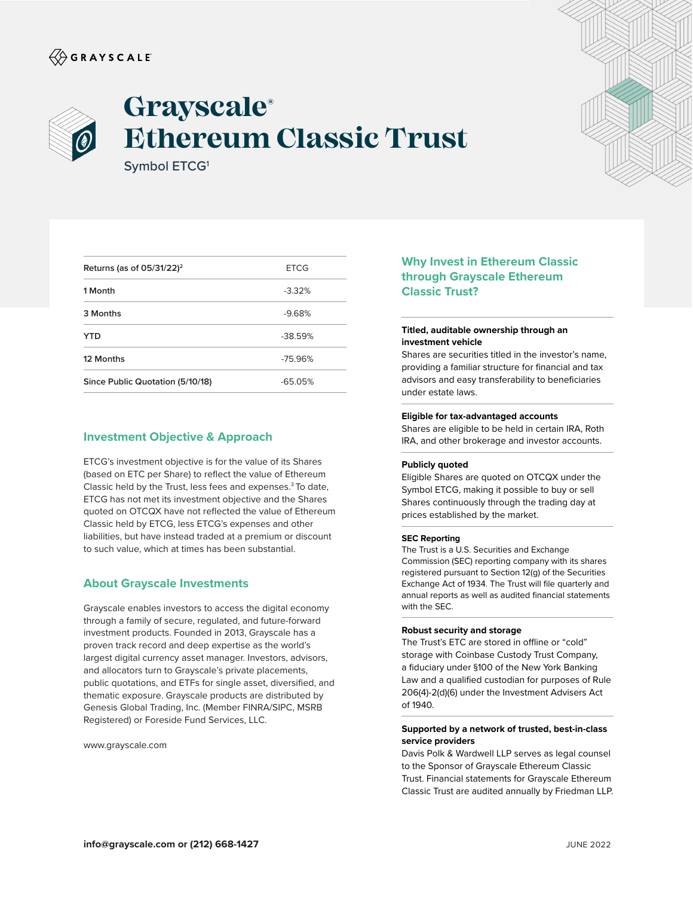GRAYSCALE

# Grayscale® Ethereum Classic Trust

Symbol ETCG[1]

| Returns (as of 05/31/22)[2] | ETCG |
|---|---|
| 1 Month | -3.32% |
| 3 Months | -9.68% |
| YTD | -38.59% |
| 12 Months | -75.96% |
| Since Public Quotation (5/10/18) | -65.05% |

## Investment Objective & Approach

ETCG's investment objective is for the value of its Shares (based on ETC per Share) to reflect the value of Ethereum Classic held by the Trust, less fees and expenses.[3] To date, ETCG has not met its investment objective and the Shares quoted on OTCQX have not reflected the value of Ethereum Classic held by ETCG, less ETCG's expenses and other liabilities, but have instead traded at a premium or discount to such value, which at times has been substantial.

## About Grayscale Investments

Grayscale enables investors to access the digital economy through a family of secure, regulated, and future-forward investment products. Founded in 2013, Grayscale has a proven track record and deep expertise as the world's largest digital currency asset manager. Investors, advisors, and allocators turn to Grayscale's private placements, public quotations, and ETFs for single asset, diversified, and thematic exposure. Grayscale products are distributed by Genesis Global Trading, Inc. (Member FINRA/SIPC, MSRB Registered) or Foreside Fund Services, LLC.

www.grayscale.com

## Why Invest in Ethereum Classic through Grayscale Ethereum Classic Trust?

**Titled, auditable ownership through an investment vehicle**
Shares are securities titled in the investor's name, providing a familiar structure for financial and tax advisors and easy transferability to beneficiaries under estate laws.

**Eligible for tax-advantaged accounts**
Shares are eligible to be held in certain IRA, Roth IRA, and other brokerage and investor accounts.

**Publicly quoted**
Eligible Shares are quoted on OTCQX under the Symbol ETCG, making it possible to buy or sell Shares continuously through the trading day at prices established by the market.

**SEC Reporting**
The Trust is a U.S. Securities and Exchange Commission (SEC) reporting company with its shares registered pursuant to Section 12(g) of the Securities Exchange Act of 1934. The Trust will file quarterly and annual reports as well as audited financial statements with the SEC.

**Robust security and storage**
The Trust's ETC are stored in offline or "cold" storage with Coinbase Custody Trust Company, a fiduciary under §100 of the New York Banking Law and a qualified custodian for purposes of Rule 206(4)-2(d)(6) under the Investment Advisers Act of 1940.

**Supported by a network of trusted, best-in-class service providers**
Davis Polk & Wardwell LLP serves as legal counsel to the Sponsor of Grayscale Ethereum Classic Trust. Financial statements for Grayscale Ethereum Classic Trust are audited annually by Friedman LLP.

**info@grayscale.com or (212) 668-1427**

JUNE 2022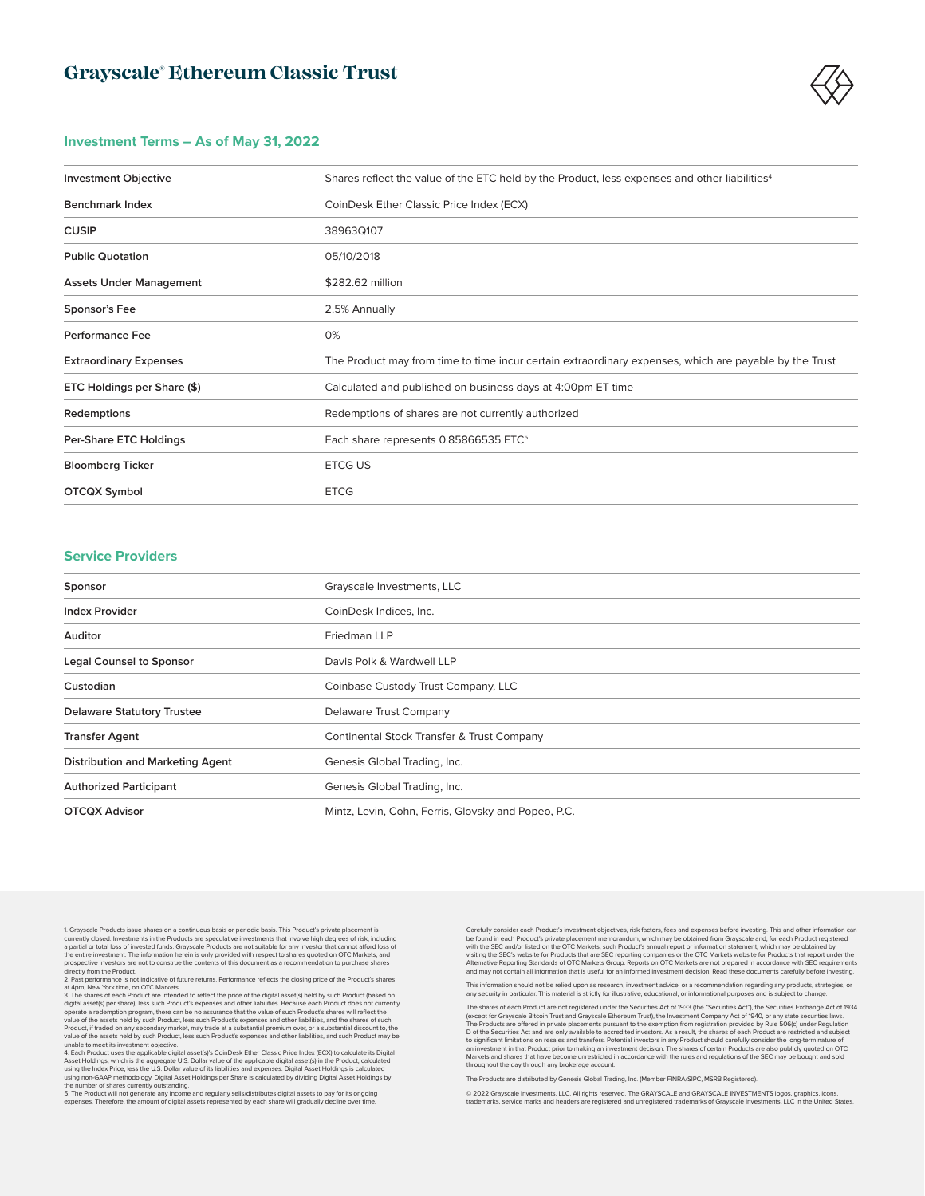# Grayscale® Ethereum Classic Trust

## Investment Terms – As of May 31, 2022

| | |
|---|---|
| Investment Objective | Shares reflect the value of the ETC held by the Product, less expenses and other liabilities[4] |
| Benchmark Index | CoinDesk Ether Classic Price Index (ECX) |
| CUSIP | 38963Q107 |
| Public Quotation | 05/10/2018 |
| Assets Under Management | $282.62 million |
| Sponsor's Fee | 2.5% Annually |
| Performance Fee | 0% |
| Extraordinary Expenses | The Product may from time to time incur certain extraordinary expenses, which are payable by the Trust |
| ETC Holdings per Share ($) | Calculated and published on business days at 4:00pm ET time |
| Redemptions | Redemptions of shares are not currently authorized |
| Per-Share ETC Holdings | Each share represents 0.85866535 ETC[5] |
| Bloomberg Ticker | ETCG US |
| OTCQX Symbol | ETCG |

## Service Providers

| | |
|---|---|
| Sponsor | Grayscale Investments, LLC |
| Index Provider | CoinDesk Indices, Inc. |
| Auditor | Friedman LLP |
| Legal Counsel to Sponsor | Davis Polk & Wardwell LLP |
| Custodian | Coinbase Custody Trust Company, LLC |
| Delaware Statutory Trustee | Delaware Trust Company |
| Transfer Agent | Continental Stock Transfer & Trust Company |
| Distribution and Marketing Agent | Genesis Global Trading, Inc. |
| Authorized Participant | Genesis Global Trading, Inc. |
| OTCQX Advisor | Mintz, Levin, Cohn, Ferris, Glovsky and Popeo, P.C. |

1. Grayscale Products issue shares on a continuous basis or periodic basis. This Product's private placement is currently closed. Investments in the Products are speculative investments that involve high degrees of risk, including a partial or total loss of invested funds. Grayscale Products are not suitable for any investor that cannot afford loss of the entire investment. The information herein is only provided with respect to shares quoted on OTC Markets, and prospective investors are not to construe the contents of this document as a recommendation to purchase shares directly from the Product.
2. Past performance is not indicative of future returns. Performance reflects the closing price of the Product's shares at 4pm, New York time, on OTC Markets.
3. The shares of each Product are intended to reflect the price of the digital asset(s) held by such Product (based on digital asset(s) per share), less such Product's expenses and other liabilities. Because each Product does not currently operate a redemption program, there can be no assurance that the value of such Product's shares will reflect the value of the assets held by such Product, less such Product's expenses and other liabilities, and the shares of such Product, if traded on any secondary market, may trade at a substantial premium over, or a substantial discount to, the value of the assets held by such Product, less such Product's expenses and other liabilities, and such Product may be unable to meet its investment objective.
4. Each Product uses the applicable digital asset(s)'s CoinDesk Ether Classic Price Index (ECX) to calculate its Digital Asset Holdings, which is the aggregate U.S. Dollar value of the applicable digital asset(s) in the Product, calculated using the Index Price, less the U.S. Dollar value of its liabilities and expenses. Digital Asset Holdings is calculated using non-GAAP methodology. Digital Asset Holdings per Share is calculated by dividing Digital Asset Holdings by the number of shares currently outstanding.
5. The Product will not generate any income and regularly sells/distributes digital assets to pay for its ongoing expenses. Therefore, the amount of digital assets represented by each share will gradually decline over time.

Carefully consider each Product's investment objectives, risk factors, fees and expenses before investing. This and other information can be found in each Product's private placement memorandum, which may be obtained from Grayscale and, for each Product registered with the SEC and/or listed on the OTC Markets, such Product's annual report or information statement, which may be obtained by visiting the SEC's website for Products that are SEC reporting companies or the OTC Markets website for Products that report under the Alternative Reporting Standards of OTC Markets Group. Reports on OTC Markets are not prepared in accordance with SEC requirements and may not contain all information that is useful for an informed investment decision. Read these documents carefully before investing.

This information should not be relied upon as research, investment advice, or a recommendation regarding any products, strategies, or any security in particular. This material is strictly for illustrative, educational, or informational purposes and is subject to change.

The shares of each Product are not registered under the Securities Act of 1933 (the "Securities Act"), the Securities Exchange Act of 1934 (except for Grayscale Bitcoin Trust and Grayscale Ethereum Trust), the Investment Company Act of 1940, or any state securities laws. The Products are offered in private placements pursuant to the exemption from registration provided by Rule 506(c) under Regulation D of the Securities Act and are only available to accredited investors. As a result, the shares of each Product are restricted and subject to significant limitations on resales and transfers. Potential investors in any Product should carefully consider the long-term nature of an investment in that Product prior to making an investment decision. The shares of certain Products are also publicly quoted on OTC Markets and shares that have become unrestricted in accordance with the rules and regulations of the SEC may be bought and sold throughout the day through any brokerage account.

The Products are distributed by Genesis Global Trading, Inc. (Member FINRA/SIPC, MSRB Registered).

© 2022 Grayscale Investments, LLC. All rights reserved. The GRAYSCALE and GRAYSCALE INVESTMENTS logos, graphics, icons, trademarks, service marks and headers are registered and unregistered trademarks of Grayscale Investments, LLC in the United States.